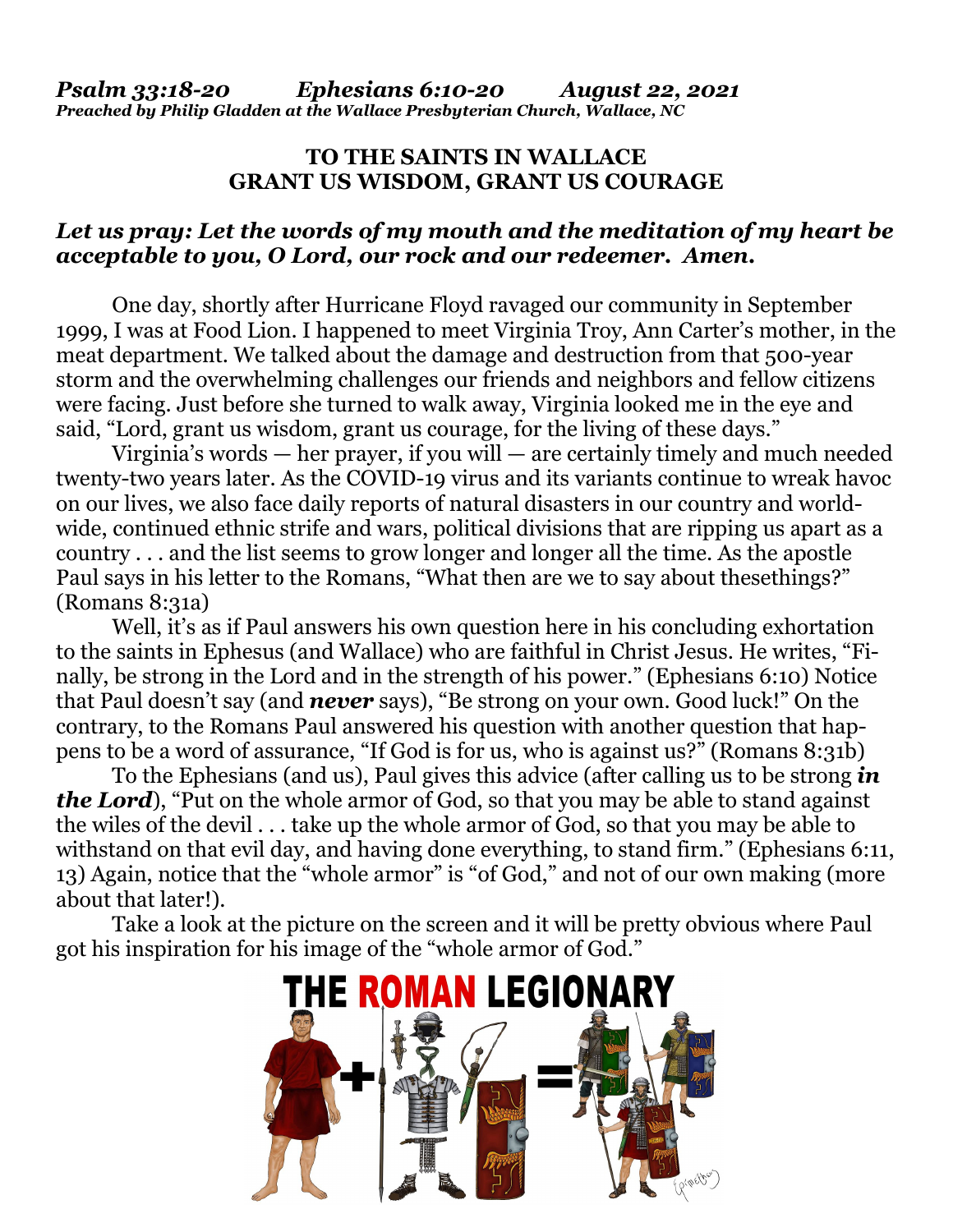***Psalm 33:18-20 Ephesians 6:10-20 August 22, 2021***
***Preached by Philip Gladden at the Wallace Presbyterian Church, Wallace, NC***

**TO THE SAINTS IN WALLACE**
**GRANT US WISDOM, GRANT US COURAGE**

***Let us pray: Let the words of my mouth and the meditation of my heart be acceptable to you, O Lord, our rock and our redeemer. Amen.***

One day, shortly after Hurricane Floyd ravaged our community in September 1999, I was at Food Lion. I happened to meet Virginia Troy, Ann Carter's mother, in the meat department. We talked about the damage and destruction from that 500-year storm and the overwhelming challenges our friends and neighbors and fellow citizens were facing. Just before she turned to walk away, Virginia looked me in the eye and said, "Lord, grant us wisdom, grant us courage, for the living of these days."

Virginia's words — her prayer, if you will — are certainly timely and much needed twenty-two years later. As the COVID-19 virus and its variants continue to wreak havoc on our lives, we also face daily reports of natural disasters in our country and world-wide, continued ethnic strife and wars, political divisions that are ripping us apart as a country . . . and the list seems to grow longer and longer all the time. As the apostle Paul says in his letter to the Romans, "What then are we to say about thesethings?" (Romans 8:31a)

Well, it's as if Paul answers his own question here in his concluding exhortation to the saints in Ephesus (and Wallace) who are faithful in Christ Jesus. He writes, "Finally, be strong in the Lord and in the strength of his power." (Ephesians 6:10) Notice that Paul doesn't say (and ***never*** says), "Be strong on your own. Good luck!" On the contrary, to the Romans Paul answered his question with another question that happens to be a word of assurance, "If God is for us, who is against us?" (Romans 8:31b)

To the Ephesians (and us), Paul gives this advice (after calling us to be strong ***in the Lord***), "Put on the whole armor of God, so that you may be able to stand against the wiles of the devil . . . take up the whole armor of God, so that you may be able to withstand on that evil day, and having done everything, to stand firm." (Ephesians 6:11, 13) Again, notice that the "whole armor" is "of God," and not of our own making (more about that later!).

Take a look at the picture on the screen and it will be pretty obvious where Paul got his inspiration for his image of the "whole armor of God."

THE ROMAN LEGIONARY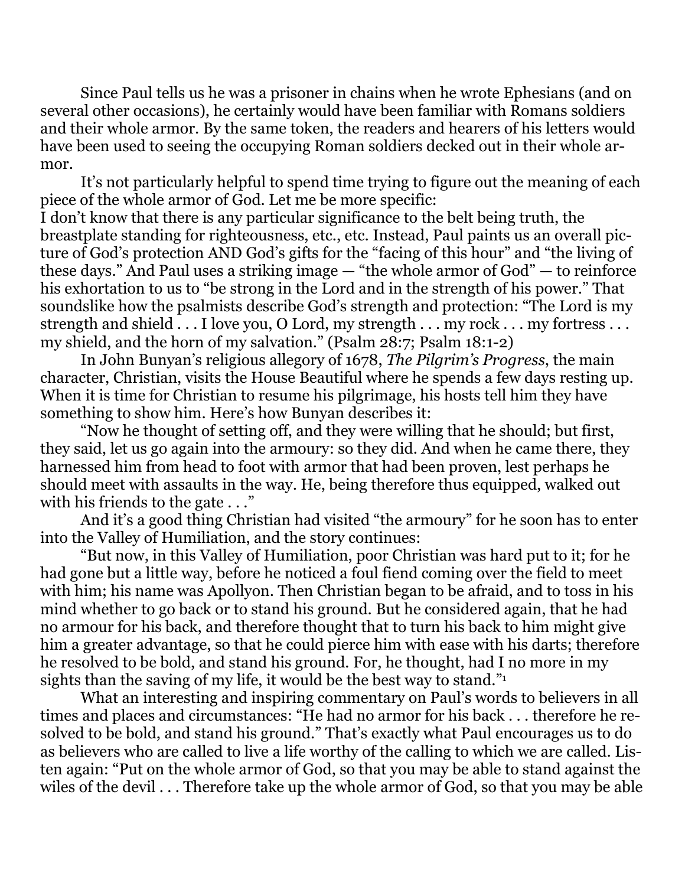Since Paul tells us he was a prisoner in chains when he wrote Ephesians (and on several other occasions), he certainly would have been familiar with Romans soldiers and their whole armor. By the same token, the readers and hearers of his letters would have been used to seeing the occupying Roman soldiers decked out in their whole armor.

It's not particularly helpful to spend time trying to figure out the meaning of each piece of the whole armor of God. Let me be more specific:
I don't know that there is any particular significance to the belt being truth, the breastplate standing for righteousness, etc., etc. Instead, Paul paints us an overall picture of God's protection AND God's gifts for the "facing of this hour" and "the living of these days." And Paul uses a striking image — "the whole armor of God" — to reinforce his exhortation to us to "be strong in the Lord and in the strength of his power." That soundslike how the psalmists describe God's strength and protection: "The Lord is my strength and shield . . . I love you, O Lord, my strength . . . my rock . . . my fortress . . . my shield, and the horn of my salvation." (Psalm 28:7; Psalm 18:1-2)

In John Bunyan's religious allegory of 1678, *The Pilgrim's Progress*, the main character, Christian, visits the House Beautiful where he spends a few days resting up. When it is time for Christian to resume his pilgrimage, his hosts tell him they have something to show him. Here's how Bunyan describes it:

"Now he thought of setting off, and they were willing that he should; but first, they said, let us go again into the armoury: so they did. And when he came there, they harnessed him from head to foot with armor that had been proven, lest perhaps he should meet with assaults in the way. He, being therefore thus equipped, walked out with his friends to the gate . . ."

And it's a good thing Christian had visited "the armoury" for he soon has to enter into the Valley of Humiliation, and the story continues:

"But now, in this Valley of Humiliation, poor Christian was hard put to it; for he had gone but a little way, before he noticed a foul fiend coming over the field to meet with him; his name was Apollyon. Then Christian began to be afraid, and to toss in his mind whether to go back or to stand his ground. But he considered again, that he had no armour for his back, and therefore thought that to turn his back to him might give him a greater advantage, so that he could pierce him with ease with his darts; therefore he resolved to be bold, and stand his ground. For, he thought, had I no more in my sights than the saving of my life, it would be the best way to stand."[1]

What an interesting and inspiring commentary on Paul's words to believers in all times and places and circumstances: "He had no armor for his back . . . therefore he resolved to be bold, and stand his ground." That's exactly what Paul encourages us to do as believers who are called to live a life worthy of the calling to which we are called. Listen again: "Put on the whole armor of God, so that you may be able to stand against the wiles of the devil . . . Therefore take up the whole armor of God, so that you may be able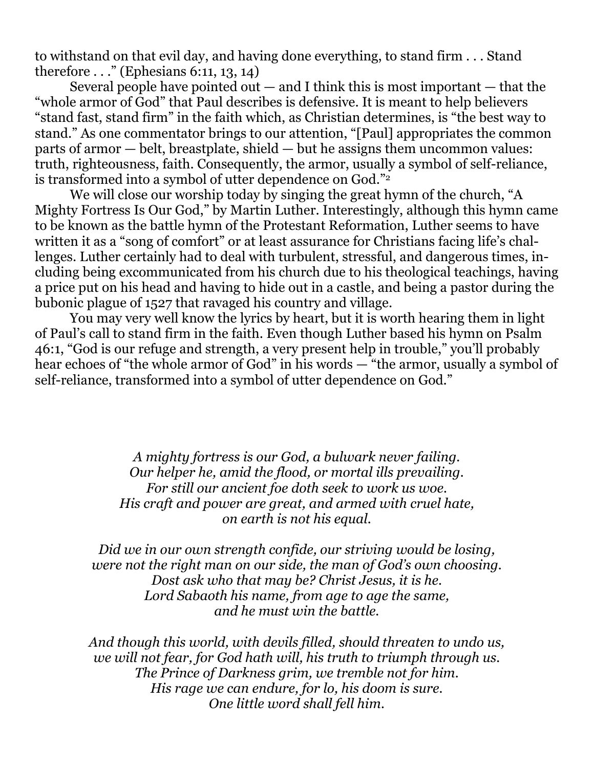to withstand on that evil day, and having done everything, to stand firm . . . Stand therefore . . ." (Ephesians 6:11, 13, 14)

Several people have pointed out — and I think this is most important — that the "whole armor of God" that Paul describes is defensive. It is meant to help believers "stand fast, stand firm" in the faith which, as Christian determines, is "the best way to stand." As one commentator brings to our attention, "[Paul] appropriates the common parts of armor — belt, breastplate, shield — but he assigns them uncommon values: truth, righteousness, faith. Consequently, the armor, usually a symbol of self-reliance, is transformed into a symbol of utter dependence on God."[2]

We will close our worship today by singing the great hymn of the church, "A Mighty Fortress Is Our God," by Martin Luther. Interestingly, although this hymn came to be known as the battle hymn of the Protestant Reformation, Luther seems to have written it as a "song of comfort" or at least assurance for Christians facing life's challenges. Luther certainly had to deal with turbulent, stressful, and dangerous times, including being excommunicated from his church due to his theological teachings, having a price put on his head and having to hide out in a castle, and being a pastor during the bubonic plague of 1527 that ravaged his country and village.

You may very well know the lyrics by heart, but it is worth hearing them in light of Paul's call to stand firm in the faith. Even though Luther based his hymn on Psalm 46:1, "God is our refuge and strength, a very present help in trouble," you'll probably hear echoes of "the whole armor of God" in his words — "the armor, usually a symbol of self-reliance, transformed into a symbol of utter dependence on God."

*A mighty fortress is our God, a bulwark never failing.*
*Our helper he, amid the flood, or mortal ills prevailing.*
*For still our ancient foe doth seek to work us woe.*
*His craft and power are great, and armed with cruel hate,*
*on earth is not his equal.*

*Did we in our own strength confide, our striving would be losing,*
*were not the right man on our side, the man of God's own choosing.*
*Dost ask who that may be? Christ Jesus, it is he.*
*Lord Sabaoth his name, from age to age the same,*
*and he must win the battle.*

*And though this world, with devils filled, should threaten to undo us,*
*we will not fear, for God hath will, his truth to triumph through us.*
*The Prince of Darkness grim, we tremble not for him.*
*His rage we can endure, for lo, his doom is sure.*
*One little word shall fell him.*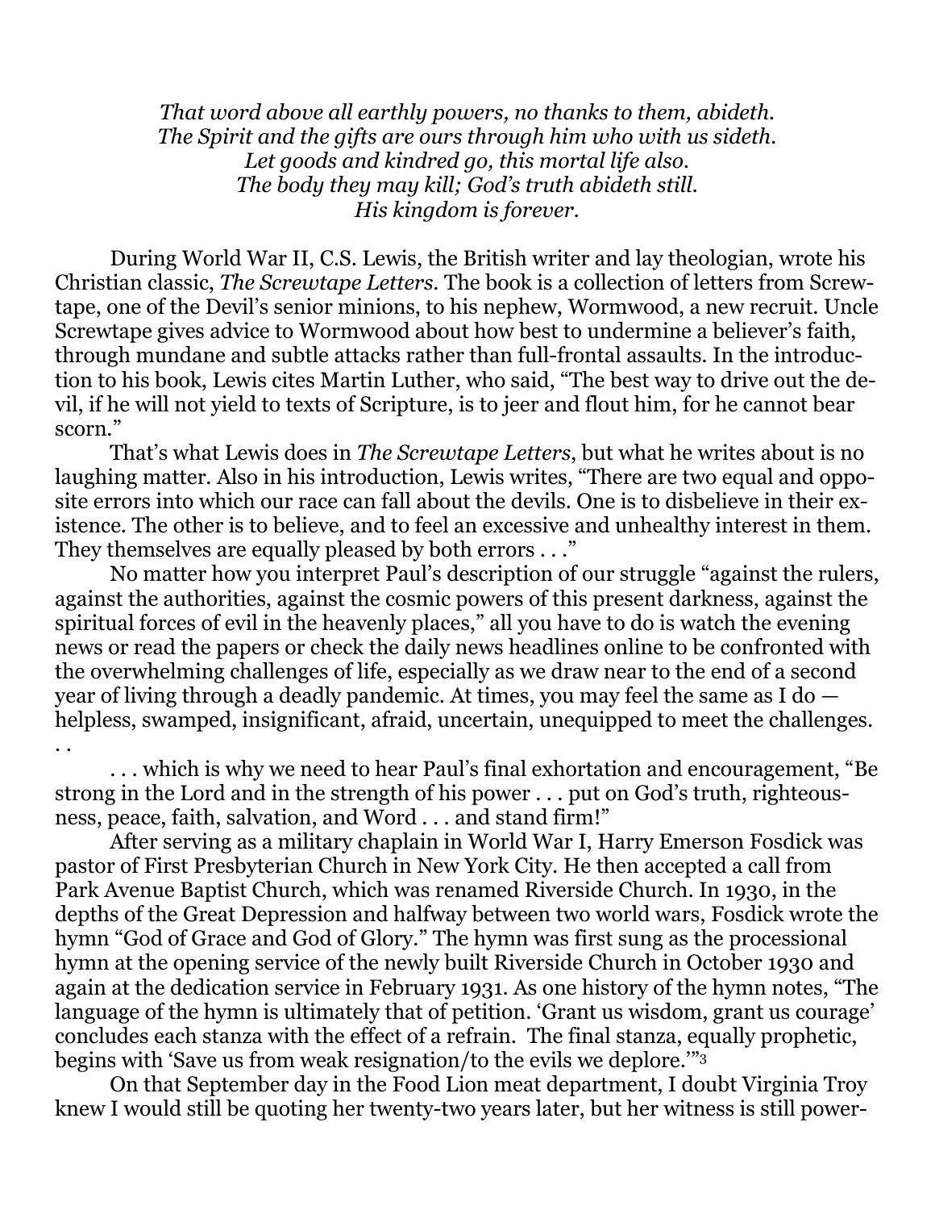*That word above all earthly powers, no thanks to them, abideth.*
*The Spirit and the gifts are ours through him who with us sideth.*
*Let goods and kindred go, this mortal life also.*
*The body they may kill; God's truth abideth still.*
*His kingdom is forever.*

During World War II, C.S. Lewis, the British writer and lay theologian, wrote his Christian classic, *The Screwtape Letters*. The book is a collection of letters from Screwtape, one of the Devil's senior minions, to his nephew, Wormwood, a new recruit. Uncle Screwtape gives advice to Wormwood about how best to undermine a believer's faith, through mundane and subtle attacks rather than full-frontal assaults. In the introduction to his book, Lewis cites Martin Luther, who said, "The best way to drive out the devil, if he will not yield to texts of Scripture, is to jeer and flout him, for he cannot bear scorn."

That's what Lewis does in *The Screwtape Letters*, but what he writes about is no laughing matter. Also in his introduction, Lewis writes, "There are two equal and opposite errors into which our race can fall about the devils. One is to disbelieve in their existence. The other is to believe, and to feel an excessive and unhealthy interest in them. They themselves are equally pleased by both errors . . ."

No matter how you interpret Paul's description of our struggle "against the rulers, against the authorities, against the cosmic powers of this present darkness, against the spiritual forces of evil in the heavenly places," all you have to do is watch the evening news or read the papers or check the daily news headlines online to be confronted with the overwhelming challenges of life, especially as we draw near to the end of a second year of living through a deadly pandemic. At times, you may feel the same as I do — helpless, swamped, insignificant, afraid, uncertain, unequipped to meet the challenges. . .

. . . which is why we need to hear Paul's final exhortation and encouragement, "Be strong in the Lord and in the strength of his power . . . put on God's truth, righteousness, peace, faith, salvation, and Word . . . and stand firm!"

After serving as a military chaplain in World War I, Harry Emerson Fosdick was pastor of First Presbyterian Church in New York City. He then accepted a call from Park Avenue Baptist Church, which was renamed Riverside Church. In 1930, in the depths of the Great Depression and halfway between two world wars, Fosdick wrote the hymn "God of Grace and God of Glory." The hymn was first sung as the processional hymn at the opening service of the newly built Riverside Church in October 1930 and again at the dedication service in February 1931. As one history of the hymn notes, "The language of the hymn is ultimately that of petition. 'Grant us wisdom, grant us courage' concludes each stanza with the effect of a refrain. The final stanza, equally prophetic, begins with 'Save us from weak resignation/to the evils we deplore.'"[3]

On that September day in the Food Lion meat department, I doubt Virginia Troy knew I would still be quoting her twenty-two years later, but her witness is still power-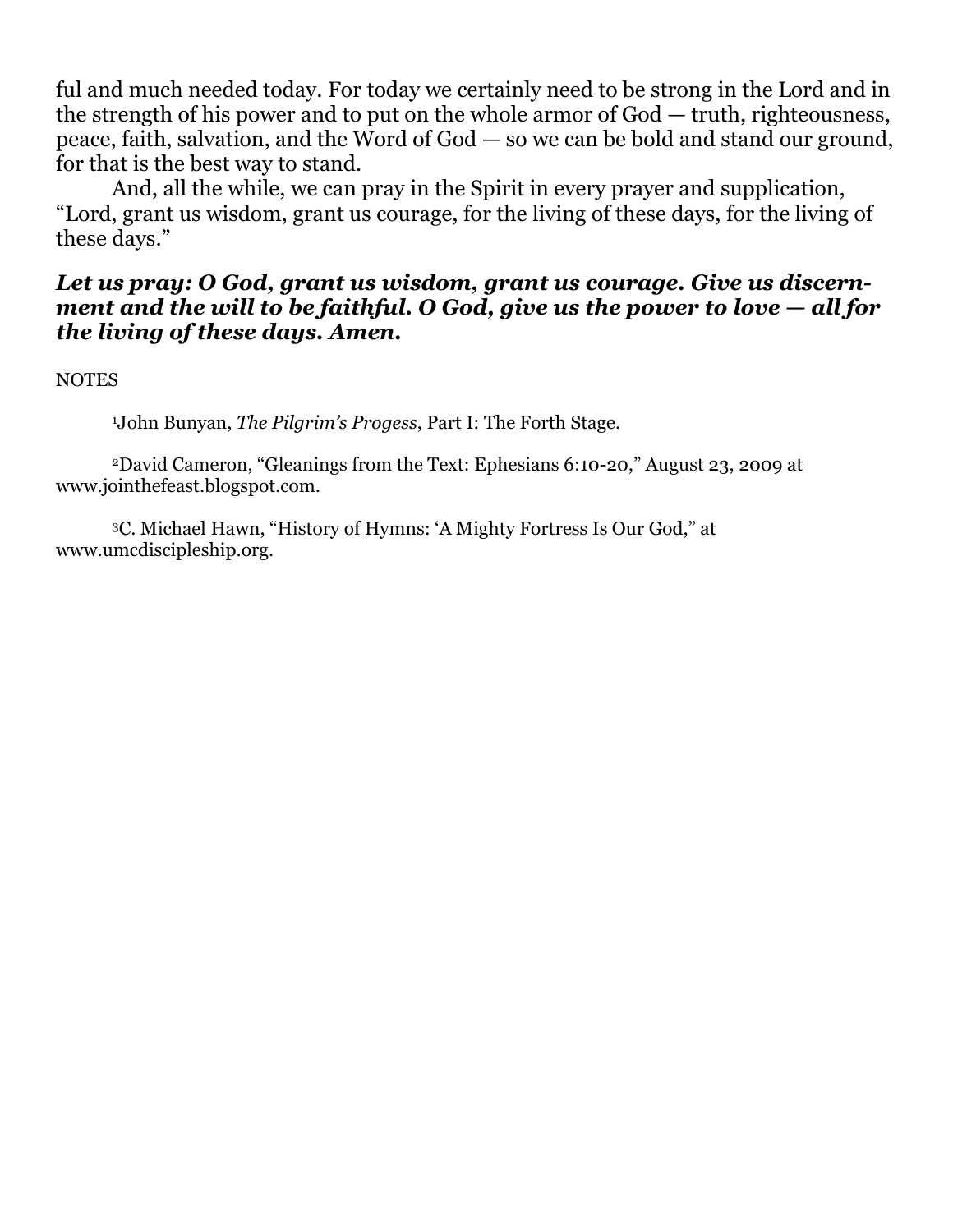ful and much needed today. For today we certainly need to be strong in the Lord and in the strength of his power and to put on the whole armor of God — truth, righteousness, peace, faith, salvation, and the Word of God — so we can be bold and stand our ground, for that is the best way to stand.

And, all the while, we can pray in the Spirit in every prayer and supplication, "Lord, grant us wisdom, grant us courage, for the living of these days, for the living of these days."

***Let us pray: O God, grant us wisdom, grant us courage. Give us discernment and the will to be faithful. O God, give us the power to love — all for the living of these days. Amen.***

NOTES

[1]John Bunyan, *The Pilgrim's Progess*, Part I: The Forth Stage.

[2]David Cameron, "Gleanings from the Text: Ephesians 6:10-20," August 23, 2009 at www.jointhefeast.blogspot.com.

[3]C. Michael Hawn, "History of Hymns: 'A Mighty Fortress Is Our God," at www.umcdiscipleship.org.